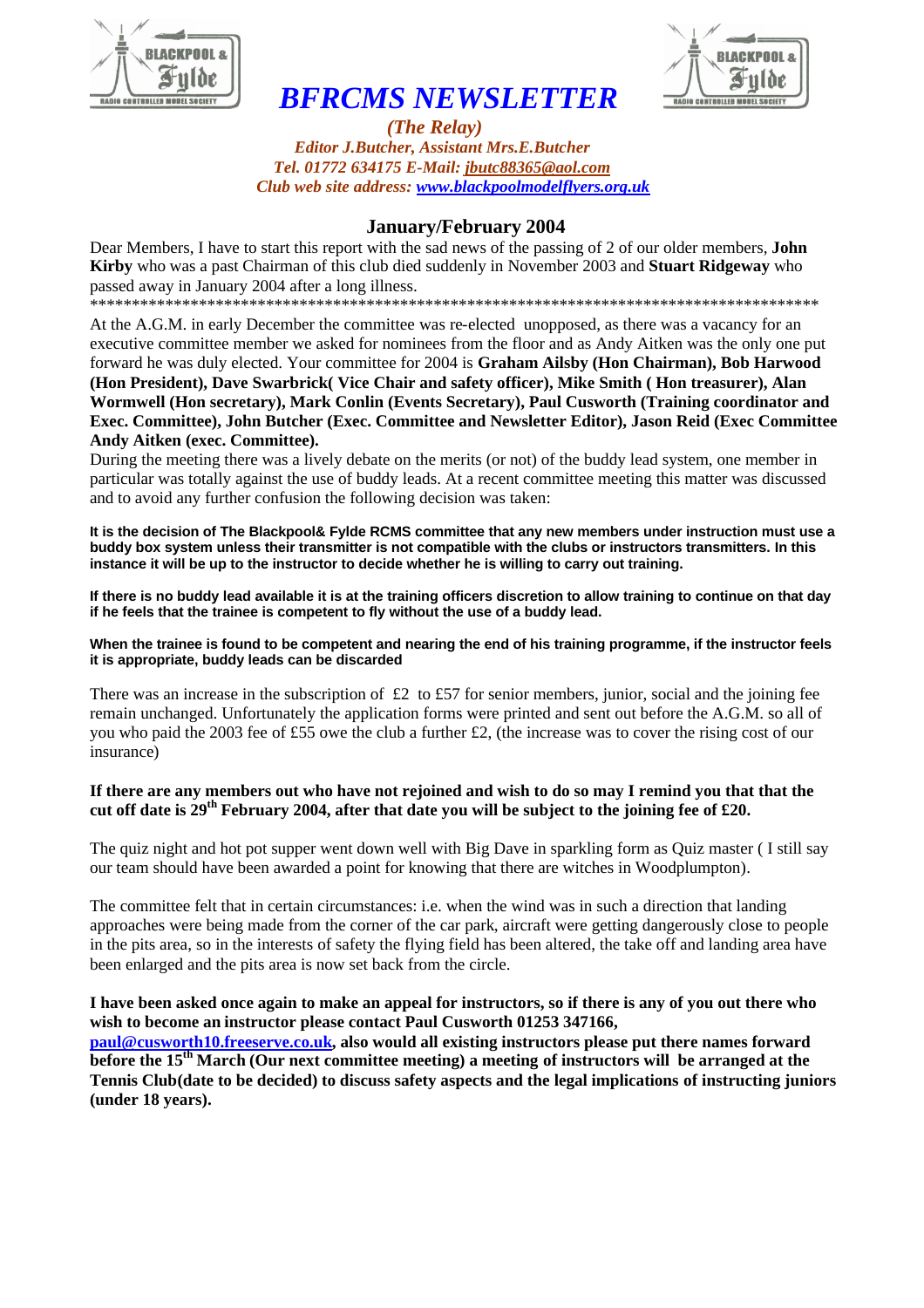# *BFRCMS NEWSLETTER*

***(The Relay)***

***Editor J.Butcher, Assistant Mrs.E.Butcher***

***Tel. 01772 634175 E-Mail: jbutc88365@aol.com***

***Club web site address: www.blackpoolmodelflyers.org.uk***

## January/February 2004

Dear Members, I have to start this report with the sad news of the passing of 2 of our older members, **John Kirby** who was a past Chairman of this club died suddenly in November 2003 and **Stuart Ridgeway** who passed away in January 2004 after a long illness.

*****************************************************************************************

At the A.G.M. in early December the committee was re-elected unopposed, as there was a vacancy for an executive committee member we asked for nominees from the floor and as Andy Aitken was the only one put forward he was duly elected. Your committee for 2004 is **Graham Ailsby (Hon Chairman), Bob Harwood (Hon President), Dave Swarbrick( Vice Chair and safety officer), Mike Smith ( Hon treasurer), Alan Wormwell (Hon secretary), Mark Conlin (Events Secretary), Paul Cusworth (Training coordinator and Exec. Committee), John Butcher (Exec. Committee and Newsletter Editor), Jason Reid (Exec Committee Andy Aitken (exec. Committee).**

During the meeting there was a lively debate on the merits (or not) of the buddy lead system, one member in particular was totally against the use of buddy leads. At a recent committee meeting this matter was discussed and to avoid any further confusion the following decision was taken:

**It is the decision of The Blackpool& Fylde RCMS committee that any new members under instruction must use a buddy box system unless their transmitter is not compatible with the clubs or instructors transmitters. In this instance it will be up to the instructor to decide whether he is willing to carry out training.**

**If there is no buddy lead available it is at the training officers discretion to allow training to continue on that day if he feels that the trainee is competent to fly without the use of a buddy lead.**

**When the trainee is found to be competent and nearing the end of his training programme, if the instructor feels it is appropriate, buddy leads can be discarded**

There was an increase in the subscription of £2 to £57 for senior members, junior, social and the joining fee remain unchanged. Unfortunately the application forms were printed and sent out before the A.G.M. so all of you who paid the 2003 fee of £55 owe the club a further £2, (the increase was to cover the rising cost of our insurance)

**If there are any members out who have not rejoined and wish to do so may I remind you that that the cut off date is 29th February 2004, after that date you will be subject to the joining fee of £20.**

The quiz night and hot pot supper went down well with Big Dave in sparkling form as Quiz master ( I still say our team should have been awarded a point for knowing that there are witches in Woodplumpton).

The committee felt that in certain circumstances: i.e. when the wind was in such a direction that landing approaches were being made from the corner of the car park, aircraft were getting dangerously close to people in the pits area, so in the interests of safety the flying field has been altered, the take off and landing area have been enlarged and the pits area is now set back from the circle.

**I have been asked once again to make an appeal for instructors, so if there is any of you out there who wish to become an instructor please contact Paul Cusworth 01253 347166, paul@cusworth10.freeserve.co.uk, also would all existing instructors please put there names forward before the 15th March (Our next committee meeting) a meeting of instructors will be arranged at the Tennis Club(date to be decided) to discuss safety aspects and the legal implications of instructing juniors (under 18 years).**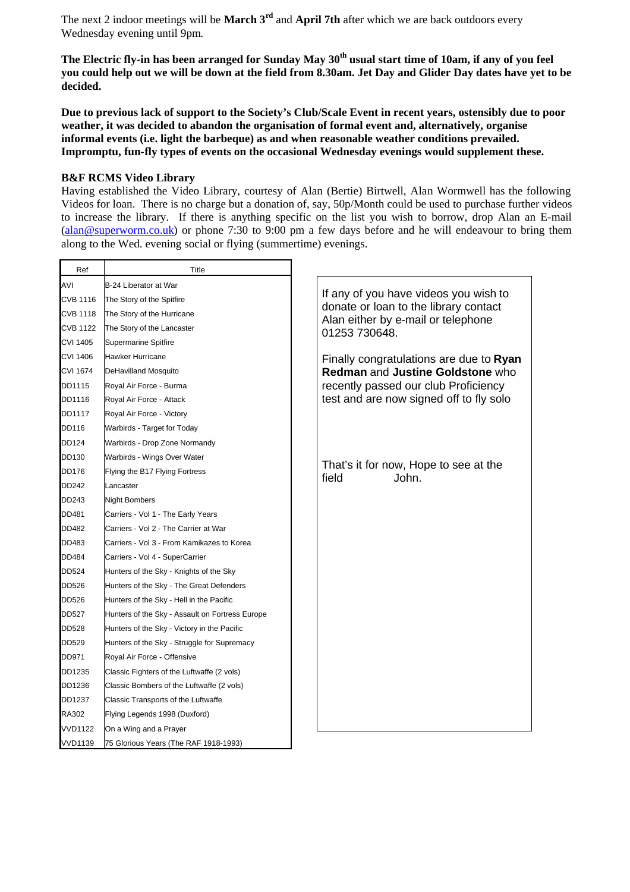The next 2 indoor meetings will be **March 3rd** and **April 7th** after which we are back outdoors every Wednesday evening until 9pm.

**The Electric fly-in has been arranged for Sunday May 30th usual start time of 10am, if any of you feel you could help out we will be down at the field from 8.30am. Jet Day and Glider Day dates have yet to be decided.**

**Due to previous lack of support to the Society's Club/Scale Event in recent years, ostensibly due to poor weather, it was decided to abandon the organisation of formal event and, alternatively, organise informal events (i.e. light the barbeque) as and when reasonable weather conditions prevailed. Impromptu, fun-fly types of events on the occasional Wednesday evenings would supplement these.**

**B&F RCMS Video Library**

Having established the Video Library, courtesy of Alan (Bertie) Birtwell, Alan Wormwell has the following Videos for loan. There is no charge but a donation of, say, 50p/Month could be used to purchase further videos to increase the library. If there is anything specific on the list you wish to borrow, drop Alan an E-mail (alan@superworm.co.uk) or phone 7:30 to 9:00 pm a few days before and he will endeavour to bring them along to the Wed. evening social or flying (summertime) evenings.

| Ref | Title |
|---|---|
| AVI | B-24 Liberator at War |
| CVB 1116 | The Story of the Spitfire |
| CVB 1118 | The Story of the Hurricane |
| CVB 1122 | The Story of the Lancaster |
| CVI 1405 | Supermarine Spitfire |
| CVI 1406 | Hawker Hurricane |
| CVI 1674 | DeHavilland Mosquito |
| DD1115 | Royal Air Force - Burma |
| DD1116 | Royal Air Force - Attack |
| DD1117 | Royal Air Force - Victory |
| DD116 | Warbirds - Target for Today |
| DD124 | Warbirds - Drop Zone Normandy |
| DD130 | Warbirds - Wings Over Water |
| DD176 | Flying the B17 Flying Fortress |
| DD242 | Lancaster |
| DD243 | Night Bombers |
| DD481 | Carriers - Vol 1 - The Early Years |
| DD482 | Carriers - Vol 2 - The Carrier at War |
| DD483 | Carriers - Vol 3 - From Kamikazes to Korea |
| DD484 | Carriers - Vol 4 - SuperCarrier |
| DD524 | Hunters of the Sky - Knights of the Sky |
| DD526 | Hunters of the Sky - The Great Defenders |
| DD526 | Hunters of the Sky - Hell in the Pacific |
| DD527 | Hunters of the Sky - Assault on Fortress Europe |
| DD528 | Hunters of the Sky - Victory in the Pacific |
| DD529 | Hunters of the Sky - Struggle for Supremacy |
| DD971 | Royal Air Force - Offensive |
| DD1235 | Classic Fighters of the Luftwaffe (2 vols) |
| DD1236 | Classic Bombers of the Luftwaffe (2 vols) |
| DD1237 | Classic Transports of the Luftwaffe |
| RA302 | Flying Legends 1998 (Duxford) |
| VVD1122 | On a Wing and a Prayer |
| VVD1139 | 75 Glorious Years (The RAF 1918-1993) |

If any of you have videos you wish to donate or loan to the library contact Alan either by e-mail or telephone 01253 730648.

Finally congratulations are due to **Ryan Redman** and **Justine Goldstone** who recently passed our club Proficiency test and are now signed off to fly solo

That's it for now, Hope to see at the field John.